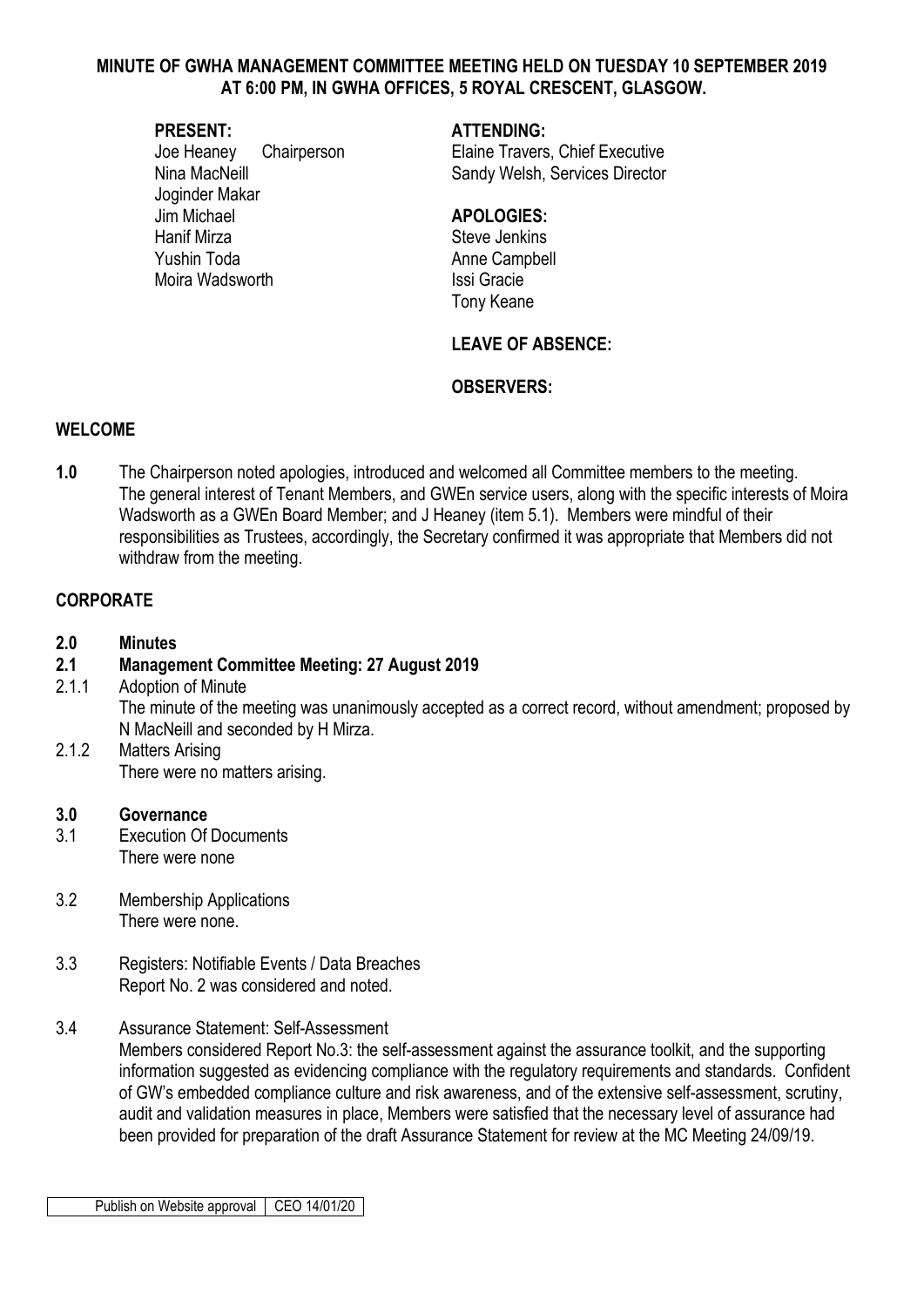**MINUTE OF GWHA MANAGEMENT COMMITTEE MEETING HELD ON TUESDAY 10 SEPTEMBER 2019 AT 6:00 PM, IN GWHA OFFICES, 5 ROYAL CRESCENT, GLASGOW.**

**PRESENT:**
Joe Heaney Chairperson
Nina MacNeill
Joginder Makar
Jim Michael
Hanif Mirza
Yushin Toda
Moira Wadsworth

**ATTENDING:**
Elaine Travers, Chief Executive
Sandy Welsh, Services Director

**APOLOGIES:**
Steve Jenkins
Anne Campbell
Issi Gracie
Tony Keane

**LEAVE OF ABSENCE:**

**OBSERVERS:**

## WELCOME

**1.0** The Chairperson noted apologies, introduced and welcomed all Committee members to the meeting. The general interest of Tenant Members, and GWEn service users, along with the specific interests of Moira Wadsworth as a GWEn Board Member; and J Heaney (item 5.1). Members were mindful of their responsibilities as Trustees, accordingly, the Secretary confirmed it was appropriate that Members did not withdraw from the meeting.

## CORPORATE

**2.0 Minutes**

**2.1 Management Committee Meeting: 27 August 2019**

2.1.1 Adoption of Minute
The minute of the meeting was unanimously accepted as a correct record, without amendment; proposed by N MacNeill and seconded by H Mirza.

2.1.2 Matters Arising
There were no matters arising.

**3.0 Governance**

3.1 Execution Of Documents
There were none

3.2 Membership Applications
There were none.

3.3 Registers: Notifiable Events / Data Breaches
Report No. 2 was considered and noted.

3.4 Assurance Statement: Self-Assessment
Members considered Report No.3: the self-assessment against the assurance toolkit, and the supporting information suggested as evidencing compliance with the regulatory requirements and standards. Confident of GW's embedded compliance culture and risk awareness, and of the extensive self-assessment, scrutiny, audit and validation measures in place, Members were satisfied that the necessary level of assurance had been provided for preparation of the draft Assurance Statement for review at the MC Meeting 24/09/19.

| Publish on Website approval | CEO 14/01/20 |
|---|---|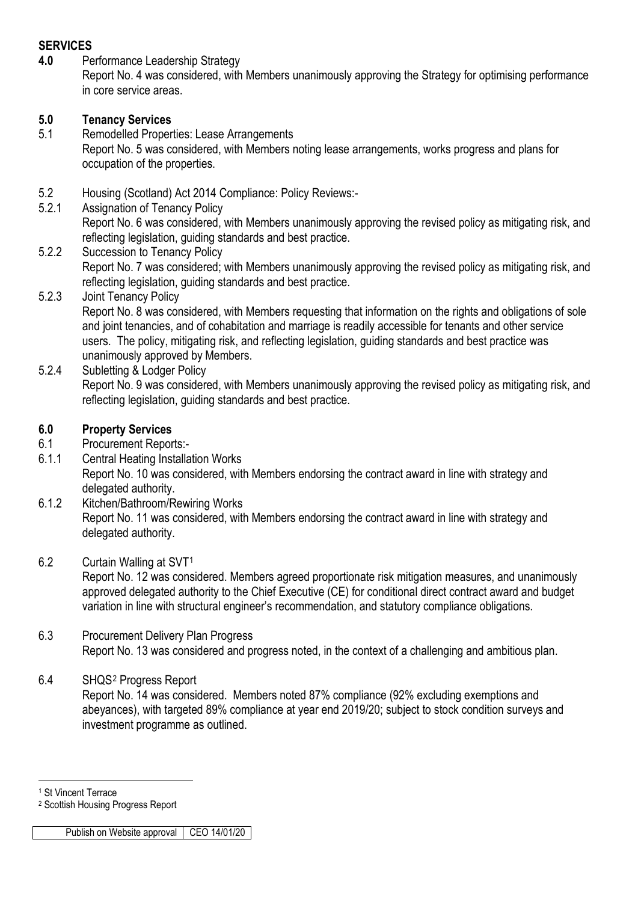## SERVICES

**4.0** Performance Leadership Strategy

Report No. 4 was considered, with Members unanimously approving the Strategy for optimising performance in core service areas.

## 5.0 Tenancy Services

5.1 Remodelled Properties: Lease Arrangements

Report No. 5 was considered, with Members noting lease arrangements, works progress and plans for occupation of the properties.

5.2 Housing (Scotland) Act 2014 Compliance: Policy Reviews:-

5.2.1 Assignation of Tenancy Policy

Report No. 6 was considered, with Members unanimously approving the revised policy as mitigating risk, and reflecting legislation, guiding standards and best practice.

5.2.2 Succession to Tenancy Policy

Report No. 7 was considered; with Members unanimously approving the revised policy as mitigating risk, and reflecting legislation, guiding standards and best practice.

5.2.3 Joint Tenancy Policy

Report No. 8 was considered, with Members requesting that information on the rights and obligations of sole and joint tenancies, and of cohabitation and marriage is readily accessible for tenants and other service users. The policy, mitigating risk, and reflecting legislation, guiding standards and best practice was unanimously approved by Members.

5.2.4 Subletting & Lodger Policy

Report No. 9 was considered, with Members unanimously approving the revised policy as mitigating risk, and reflecting legislation, guiding standards and best practice.

## 6.0 Property Services

6.1 Procurement Reports:-

6.1.1 Central Heating Installation Works

Report No. 10 was considered, with Members endorsing the contract award in line with strategy and delegated authority.

6.1.2 Kitchen/Bathroom/Rewiring Works

Report No. 11 was considered, with Members endorsing the contract award in line with strategy and delegated authority.

6.2 Curtain Walling at SVT[1]

Report No. 12 was considered. Members agreed proportionate risk mitigation measures, and unanimously approved delegated authority to the Chief Executive (CE) for conditional direct contract award and budget variation in line with structural engineer's recommendation, and statutory compliance obligations.

6.3 Procurement Delivery Plan Progress

Report No. 13 was considered and progress noted, in the context of a challenging and ambitious plan.

6.4 SHQS[2] Progress Report

Report No. 14 was considered. Members noted 87% compliance (92% excluding exemptions and abeyances), with targeted 89% compliance at year end 2019/20; subject to stock condition surveys and investment programme as outlined.

---

[1] St Vincent Terrace

[2] Scottish Housing Progress Report

| Publish on Website approval | CEO 14/01/20 |
| --- | --- |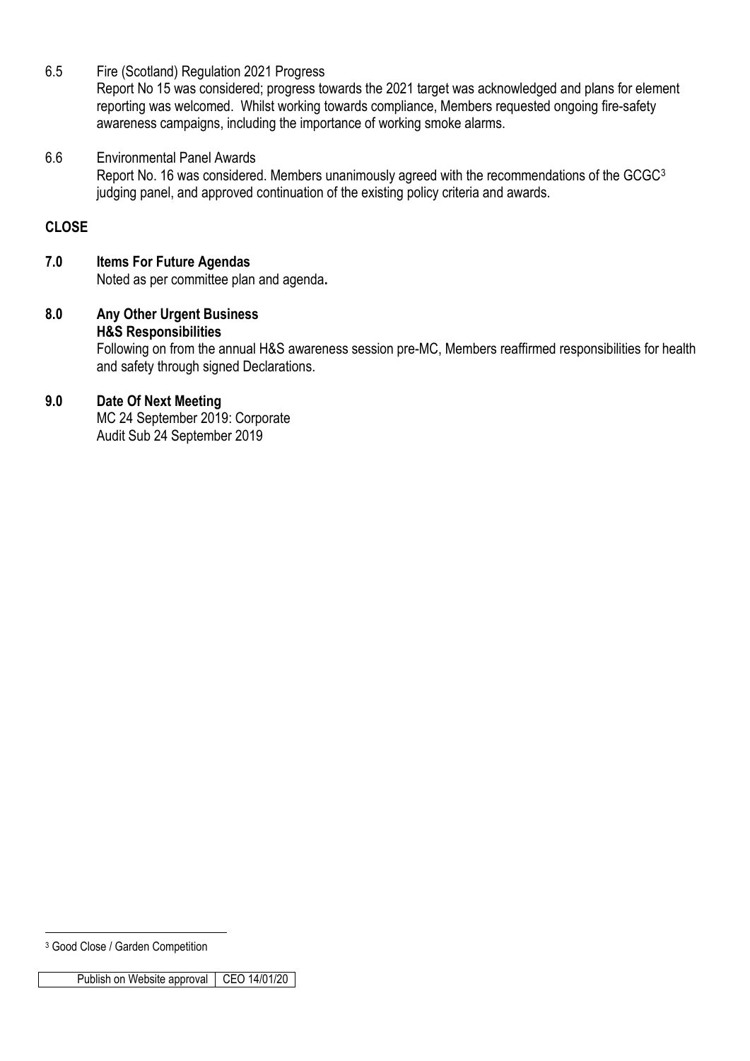6.5 Fire (Scotland) Regulation 2021 Progress

Report No 15 was considered; progress towards the 2021 target was acknowledged and plans for element reporting was welcomed. Whilst working towards compliance, Members requested ongoing fire-safety awareness campaigns, including the importance of working smoke alarms.

6.6 Environmental Panel Awards

Report No. 16 was considered. Members unanimously agreed with the recommendations of the GCGC[3] judging panel, and approved continuation of the existing policy criteria and awards.

## CLOSE

**7.0 Items For Future Agendas**

Noted as per committee plan and agenda**.**

**8.0 Any Other Urgent Business**

**H&S Responsibilities**

Following on from the annual H&S awareness session pre-MC, Members reaffirmed responsibilities for health and safety through signed Declarations.

**9.0 Date Of Next Meeting**

MC 24 September 2019: Corporate
Audit Sub 24 September 2019

[3] Good Close / Garden Competition

| | |
|---|---|
| Publish on Website approval | CEO 14/01/20 |